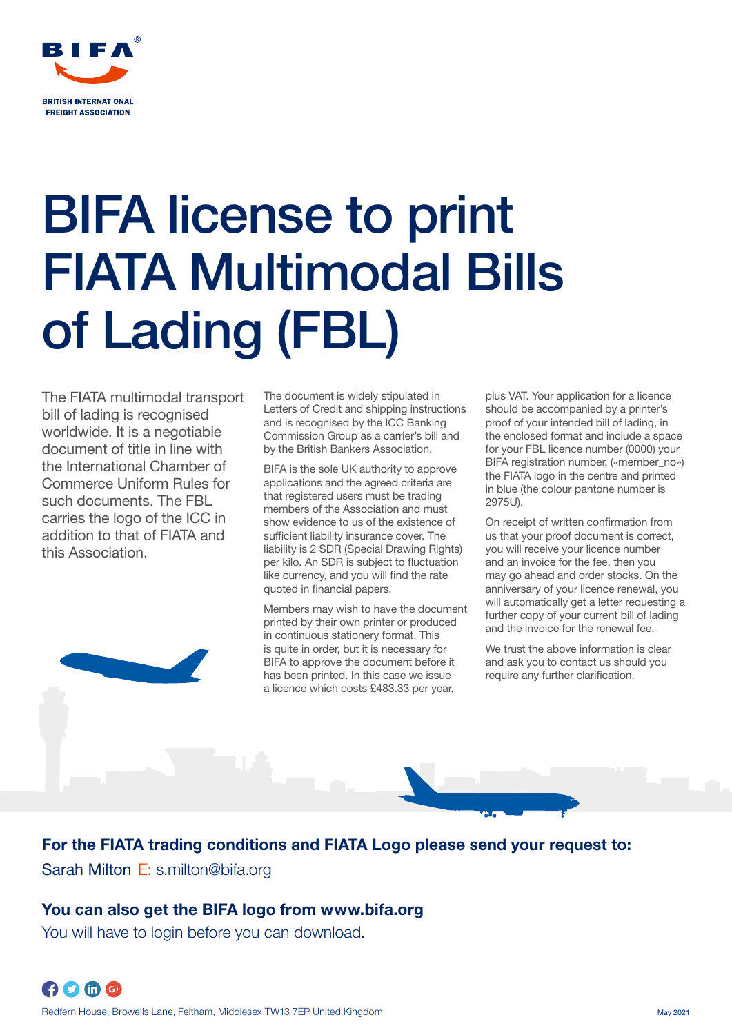BIFA®

BRITISH INTERNATIONAL FREIGHT ASSOCIATION

# BIFA license to print FIATA Multimodal Bills of Lading (FBL)

The FIATA multimodal transport bill of lading is recognised worldwide. It is a negotiable document of title in line with the International Chamber of Commerce Uniform Rules for such documents. The FBL carries the logo of the ICC in addition to that of FIATA and this Association.

The document is widely stipulated in Letters of Credit and shipping instructions and is recognised by the ICC Banking Commission Group as a carrier's bill and by the British Bankers Association.

BIFA is the sole UK authority to approve applications and the agreed criteria are that registered users must be trading members of the Association and must show evidence to us of the existence of sufficient liability insurance cover. The liability is 2 SDR (Special Drawing Rights) per kilo. An SDR is subject to fluctuation like currency, and you will find the rate quoted in financial papers.

Members may wish to have the document printed by their own printer or produced in continuous stationery format. This is quite in order, but it is necessary for BIFA to approve the document before it has been printed. In this case we issue a licence which costs £483.33 per year, plus VAT. Your application for a licence should be accompanied by a printer's proof of your intended bill of lading, in the enclosed format and include a space for your FBL licence number (0000) your BIFA registration number, («member_no») the FIATA logo in the centre and printed in blue (the colour pantone number is 2975U).

On receipt of written confirmation from us that your proof document is correct, you will receive your licence number and an invoice for the fee, then you may go ahead and order stocks. On the anniversary of your licence renewal, you will automatically get a letter requesting a further copy of your current bill of lading and the invoice for the renewal fee.

We trust the above information is clear and ask you to contact us should you require any further clarification.

**For the FIATA trading conditions and FIATA Logo please send your request to:**

Sarah Milton E: s.milton@bifa.org

**You can also get the BIFA logo from www.bifa.org**

You will have to login before you can download.

Redfern House, Browells Lane, Feltham, Middlesex TW13 7EP United Kingdom

May 2021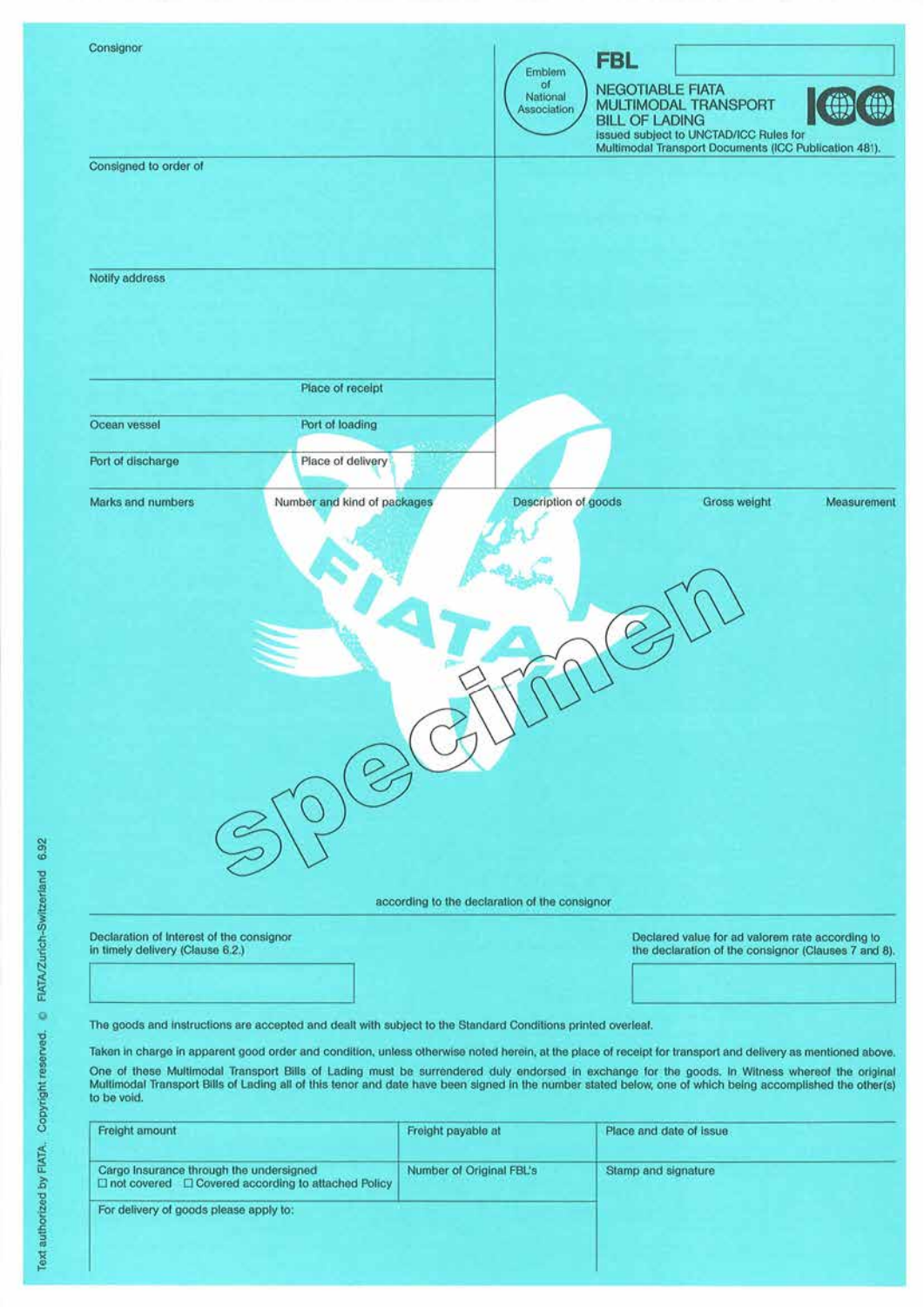Consignor

Emblem of National Association

**FBL**

**NEGOTIABLE FIATA MULTIMODAL TRANSPORT BILL OF LADING**

issued subject to UNCTAD/ICC Rules for Multimodal Transport Documents (ICC Publication 481).

Consigned to order of

Notify address

| | Place of receipt |
|---|---|
| Ocean vessel | Port of loading |
| Port of discharge | Place of delivery |

| Marks and numbers | Number and kind of packages | Description of goods | Gross weight | Measurement |
|---|---|---|---|---|
| | | | | |

Specimen

according to the declaration of the consignor

Declaration of Interest of the consignor in timely delivery (Clause 6.2.)

Declared value for ad valorem rate according to the declaration of the consignor (Clauses 7 and 8).

The goods and instructions are accepted and dealt with subject to the Standard Conditions printed overleaf.

Taken in charge in apparent good order and condition, unless otherwise noted herein, at the place of receipt for transport and delivery as mentioned above.

One of these Multimodal Transport Bills of Lading must be surrendered duly endorsed in exchange for the goods. In Witness whereof the original Multimodal Transport Bills of Lading all of this tenor and date have been signed in the number stated below, one of which being accomplished the other(s) to be void.

| Freight amount | Freight payable at | Place and date of issue |
|---|---|---|
| Cargo Insurance through the undersigned<br>☐ not covered ☐ Covered according to attached Policy | Number of Original FBL's | Stamp and signature |
| For delivery of goods please apply to: | | |

Text authorized by FIATA. Copyright reserved. © FIATA/Zurich-Switzerland 6.92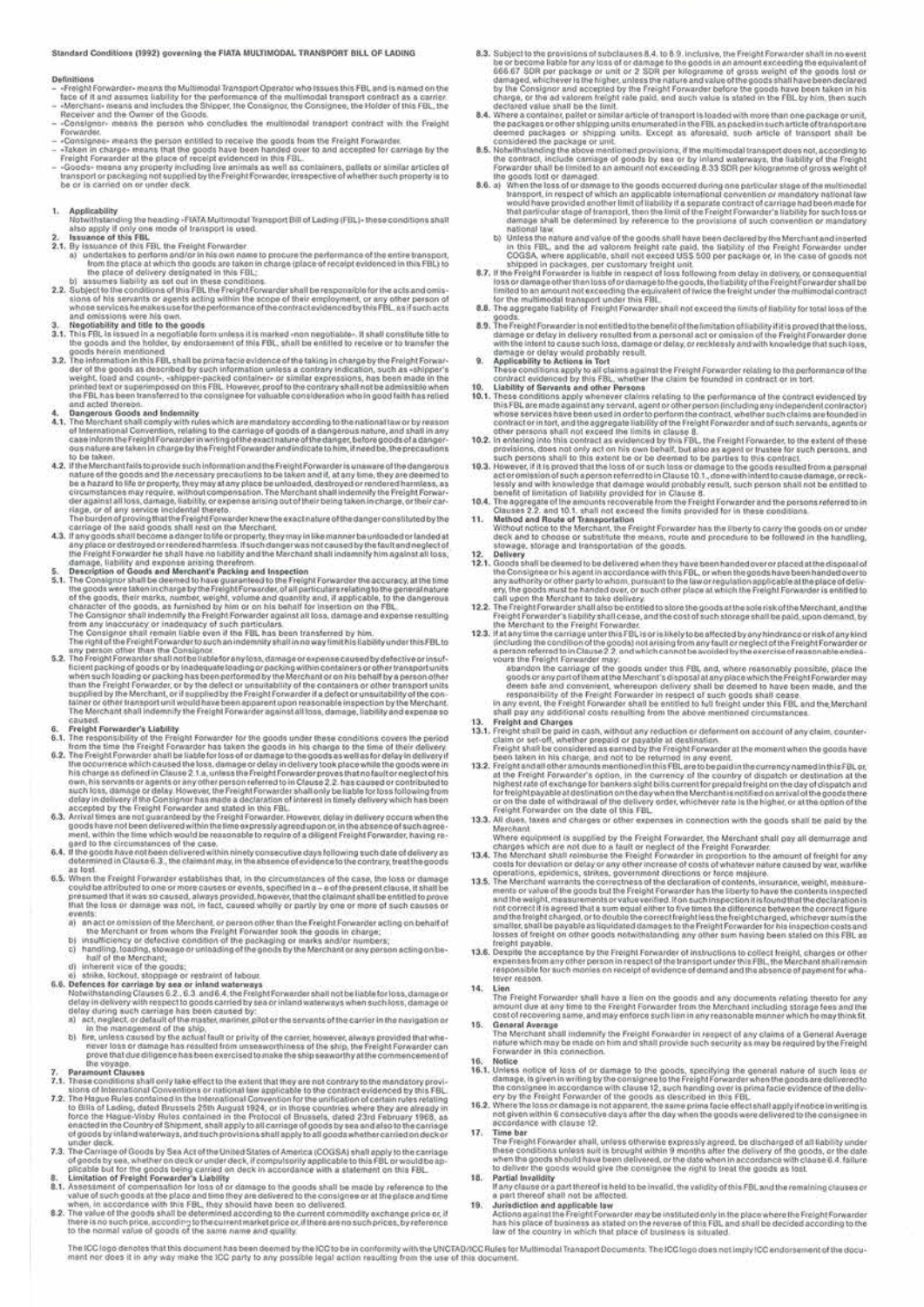## Standard Conditions (1992) governing the FIATA MULTIMODAL TRANSPORT BILL OF LADING

### Definitions

- «Freight Forwarder» means the Multimodal Transport Operator who issues this FBL and is named on the face of it and assumes liability for the performance of the multimodal transport contract as a carrier.
- «Merchant» means and includes the Shipper, the Consignor, the Consignee, the Holder of this FBL, the Receiver and the Owner of the Goods.
- «Consignor» means the person who concludes the multimodal transport contract with the Freight Forwarder.
- «Consignee» means the person entitled to receive the goods from the Freight Forwarder.
- «Taken in charge» means that the goods have been handed over to and accepted for carriage by the Freight Forwarder at the place of receipt evidenced in this FBL.
- «Goods» means any property including live animals as well as containers, pallets or similar articles of transport or packaging not supplied by the Freight Forwarder, irrespective of whether such property is to be or is carried on or under deck.

**1. Applicability**
Notwithstanding the heading «FIATA Multimodal Transport Bill of Lading (FBL)» these conditions shall also apply if only one mode of transport is used.

**2. Issuance of this FBL**

2.1. By issuance of this FBL the Freight Forwarder
a) undertakes to perform and/or in his own name to procure the performance of the entire transport, from the place at which the goods are taken in charge (place of receipt evidenced in this FBL) to the place of delivery designated in this FBL;
b) assumes liability as set out in these conditions.

2.2. Subject to the conditions of this FBL the Freight Forwarder shall be responsible for the acts and omissions of his servants or agents acting within the scope of their employment, or any other person of whose services he makes use for the performance of the contract evidenced by this FBL, as if such acts and omissions were his own.

**3. Negotiability and title to the goods**

3.1. This FBL is issued in a negotiable form unless it is marked «non negotiable». It shall constitute title to the goods and the holder, by endorsement of this FBL, shall be entitled to receive or to transfer the goods herein mentioned.

3.2. The information in this FBL shall be prima facie evidence of the taking in charge by the Freight Forwarder of the goods as described by such information unless a contrary indication, such as «shipper's weight, load and count», «shipper-packed container» or similar expressions, has been made in the printed text or superimposed on this FBL. However, proof to the contrary shall not be admissible when the FBL has been transferred to the consignee for valuable consideration who in good faith has relied and acted thereon.

**4. Dangerous Goods and Indemnity**

4.1. The Merchant shall comply with rules which are mandatory according to the national law or by reason of International Convention, relating to the carriage of goods of a dangerous nature, and shall in any case inform the Freight Forwarder in writing of the exact nature of the danger, before goods of a dangerous nature are taken in charge by the Freight Forwarder and indicate to him, if need be, the precautions to be taken.

4.2. If the Merchant fails to provide such information and the Freight Forwarder is unaware of the dangerous nature of the goods and the necessary precautions to be taken and if, at any time, they are deemed to be a hazard to life or property, they may at any place be unloaded, destroyed or rendered harmless, as circumstances may require, without compensation. The Merchant shall indemnify the Freight Forwarder against all loss, damage, liability, or expense arising out of their being taken in charge, or their carriage, or of any service incidental thereto.
The burden of proving that the Freight Forwarder knew the exact nature of the danger constituted by the carriage of the said goods shall rest on the Merchant.

4.3. If any goods shall become a danger to life or property, they may in like manner be unloaded or landed at any place or destroyed or rendered harmless. If such danger was not caused by the fault and neglect of the Freight Forwarder he shall have no liability and the Merchant shall indemnify him against all loss, damage, liability and expense arising therefrom.

**5. Description of Goods and Merchant's Packing and Inspection**

5.1. The Consignor shall be deemed to have guaranteed to the Freight Forwarder the accuracy, at the time the goods were taken in charge by the Freight Forwarder, of all particulars relating to the general nature of the goods, their marks, number, weight, volume and quantity and, if applicable, to the dangerous character of the goods, as furnished by him or on his behalf for insertion on the FBL.
The Consignor shall indemnify the Freight Forwarder against all loss, damage and expense resulting from any inaccuracy or inadequacy of such particulars.
The Consignor shall remain liable even if the FBL has been transferred by him.
The right of the Freight Forwarder to such an indemnity shall in no way limit his liability under this FBL to any person other than the Consignor.

5.2. The Freight Forwarder shall not be liable for any loss, damage or expense caused by defective or insufficient packing of goods or by inadequate loading or packing within containers or other transport units when such loading or packing has been performed by the Merchant or on his behalf by a person other than the Freight Forwarder, or by the defect or unsuitability of the containers or other transport units supplied by the Merchant, or if supplied by the Freight Forwarder if a defect or unsuitability of the container or other transport unit would have been apparent upon reasonable inspection by the Merchant. The Merchant shall indemnify the Freight Forwarder against all loss, damage, liability and expense so caused.

**6. Freight Forwarder's Liability**

6.1. The responsibility of the Freight Forwarder for the goods under these conditions covers the period from the time the Freight Forwarder has taken the goods in his charge to the time of their delivery.

6.2. The Freight Forwarder shall be liable for loss of or damage to the goods as well as for delay in delivery if the occurrence which caused the loss, damage or delay in delivery took place while the goods were in his charge as defined in Clause 2.1.a, unless the Freight Forwarder proves that no fault or neglect of his own, his servants or agents or any other person referred to in Clause 2.2. has caused or contributed to such loss, damage or delay. However, the Freight Forwarder shall only be liable for loss following from delay in delivery if the Consignor has made a declaration of interest in timely delivery which has been accepted by the Freight Forwarder and stated in this FBL.

6.3. Arrival times are not guaranteed by the Freight Forwarder. However, delay in delivery occurs when the goods have not been delivered within the time expressly agreed upon or, in the absence of such agreement, within the time which would be reasonable to require of a diligent Freight Forwarder, having regard to the circumstances of the case.

6.4. If the goods have not been delivered within ninety consecutive days following such date of delivery as determined in Clause 6.3., the claimant may, in the absence of evidence to the contrary, treat the goods as lost.

6.5. When the Freight Forwarder establishes that, in the circumstances of the case, the loss or damage could be attributed to one or more causes or events, specified in a – e of the present clause, it shall be presumed that it was so caused, always provided, however, that the claimant shall be entitled to prove that the loss or damage was not, in fact, caused wholly or partly by one or more of such causes or events:
a) an act or omission of the Merchant, or person other than the Freight Forwarder acting on behalf of the Merchant or from whom the Freight Forwarder took the goods in charge;
b) insufficiency or defective condition of the packaging or marks and/or numbers;
c) handling, loading, stowage or unloading of the goods by the Merchant or any person acting on behalf of the Merchant;
d) inherent vice of the goods;
e) strike, lockout, stoppage or restraint of labour.

6.6. Defences for carriage by sea or inland waterways
Notwithstanding Clauses 6.2., 6.3. and 6.4. the Freight Forwarder shall not be liable for loss, damage or delay in delivery with respect to goods carried by sea or inland waterways when such loss, damage or delay during such carriage has been caused by:
a) act, neglect, or default of the master, mariner, pilot or the servants of the carrier in the navigation or in the management of the ship,
b) fire, unless caused by the actual fault or privity of the carrier, however, always provided that whenever loss or damage has resulted from unseaworthiness of the ship, the Freight Forwarder can prove that due diligence has been exercised to make the ship seaworthy at the commencement of the voyage.

**7. Paramount Clauses**

7.1. These conditions shall only take effect to the extent that they are not contrary to the mandatory provisions of International Conventions or national law applicable to the contract evidenced by this FBL.

7.2. The Hague Rules contained in the International Convention for the unification of certain rules relating to Bills of Lading, dated Brussels 25th August 1924, or in those countries where they are already in force the Hague-Visby Rules contained in the Protocol of Brussels, dated 23rd February 1968, as enacted in the Country of Shipment, shall apply to all carriage of goods by sea and also to the carriage of goods by inland waterways, and such provisions shall apply to all goods whether carried on deck or under deck.

7.3. The Carriage of Goods by Sea Act of the United States of America (COGSA) shall apply to the carriage of goods by sea, whether on deck or under deck, if compulsorily applicable to this FBL or would be applicable but for the goods being carried on deck in accordance with a statement on this FBL.

**8. Limitation of Freight Forwarder's Liability**

8.1. Assessment of compensation for loss of or damage to the goods shall be made by reference to the value of such goods at the place and time they are delivered to the consignee or at the place and time when, in accordance with this FBL, they should have been so delivered.

8.2. The value of the goods shall be determined according to the current commodity exchange price or, if there is no such price, according to the current market price or, if there are no such prices, by reference to the normal value of goods of the same name and quality.

8.3. Subject to the provisions of subclauses 8.4. to 8.9. inclusive, the Freight Forwarder shall in no event be or become liable for any loss of or damage to the goods in an amount exceeding the equivalent of 666.67 SDR per package or unit or 2 SDR per kilogramme of gross weight of the goods lost or damaged, whichever is the higher, unless the nature and value of the goods shall have been declared by the Consignor and accepted by the Freight Forwarder before the goods have been taken in his charge, or the ad valorem freight rate paid, and such value is stated in the FBL by him, then such declared value shall be the limit.

8.4. Where a container, pallet or similar article of transport is loaded with more than one package or unit, the packages or other shipping units enumerated in the FBL as packed in such article of transport are deemed packages or shipping units. Except as aforesaid, such article of transport shall be considered the package or unit.

8.5. Notwithstanding the above mentioned provisions, if the multimodal transport does not, according to the contract, include carriage of goods by sea or by inland waterways, the liability of the Freight Forwarder shall be limited to an amount not exceeding 8.33 SDR per kilogramme of gross weight of the goods lost or damaged.

8.6. a) When the loss of or damage to the goods occurred during one particular stage of the multimodal transport, in respect of which an applicable international convention or mandatory national law would have provided another limit of liability if a separate contract of carriage had been made for that particular stage of transport, then the limit of the Freight Forwarder's liability for such loss or damage shall be determined by reference to the provisions of such convention or mandatory national law.
b) Unless the nature and value of the goods shall have been declared by the Merchant and inserted in this FBL, and the ad valorem freight rate paid, the liability of the Freight Forwarder under COGSA, where applicable, shall not exceed US$ 500 per package or, in the case of goods not shipped in packages, per customary freight unit.

8.7. If the Freight Forwarder is liable in respect of loss following from delay in delivery, or consequential loss or damage other than loss of or damage to the goods, the liability of the Freight Forwarder shall be limited to an amount not exceeding the equivalent of twice the freight under the multimodal contract for the multimodal transport under this FBL.

8.8. The aggregate liability of Freight Forwarder shall not exceed the limits of liability for total loss of the goods.

8.9. The Freight Forwarder is not entitled to the benefit of the limitation of liability if it is proved that the loss, damage or delay in delivery resulted from a personal act or omission of the Freight Forwarder done with the intent to cause such loss, damage or delay, or recklessly and with knowledge that such loss, damage or delay would probably result.

**9. Applicability to Actions in Tort**
These conditions apply to all claims against the Freight Forwarder relating to the performance of the contract evidenced by this FBL, whether the claim be founded in contract or in tort.

**10. Liability of Servants and other Persons**

10.1. These conditions apply whenever claims relating to the performance of the contract evidenced by this FBL are made against any servant, agent or other person (including any independent contractor) whose services have been used in order to perform the contract, whether such claims are founded in contract or in tort, and the aggregate liability of the Freight Forwarder and of such servants, agents or other persons shall not exceed the limits in clause 8.

10.2. In entering into this contract as evidenced by this FBL, the Freight Forwarder, to the extent of these provisions, does not only act on his own behalf, but also as agent or trustee for such persons, and such persons shall to this extent be or be deemed to be parties to this contract.

10.3. However, if it is proved that the loss of or such loss or damage to the goods resulted from a personal act or omission of such a person referred to in Clause 10.1., done with intent to cause damage, or recklessly and with knowledge that damage would probably result, such person shall not be entitled to benefit of limitation of liability provided for in Clause 8.

10.4. The aggregate of the amounts recoverable from the Freight Forwarder and the persons referred to in Clauses 2.2. and 10.1. shall not exceed the limits provided for in these conditions.

**11. Method and Route of Transportation**
Without notice to the Merchant, the Freight Forwarder has the liberty to carry the goods on or under deck and to choose or substitute the means, route and procedure to be followed in the handling, stowage, storage and transportation of the goods.

**12. Delivery**

12.1. Goods shall be deemed to be delivered when they have been handed over or placed at the disposal of the Consignee or his agent in accordance with this FBL, or when the goods have been handed over to any authority or other party to whom, pursuant to the law or regulation applicable at the place of delivery, the goods must be handed over, or such other place at which the Freight Forwarder is entitled to call upon the Merchant to take delivery.

12.2. The Freight Forwarder shall also be entitled to store the goods at the sole risk of the Merchant, and the Freight Forwarder's liability shall cease, and the cost of such storage shall be paid, upon demand, by the Merchant to the Freight Forwarder.

12.3. If at any time the carriage under this FBL is or is likely to be affected by any hindrance or risk of any kind (including the condition of the goods) not arising from any fault or neglect of the Freight Forwarder or a person referred to in Clause 2.2. and which cannot be avoided by the exercise of reasonable endeavours the Freight Forwarder may:
abandon the carriage of the goods under this FBL and, where reasonably possible, place the goods or any part of them at the Merchant's disposal at any place which the Freight Forwarder may deem safe and convenient, whereupon delivery shall be deemed to have been made, and the responsibility of the Freight Forwarder in respect of such goods shall cease.
In any event, the Freight Forwarder shall be entitled to full freight under this FBL and the Merchant shall pay any additional costs resulting from the above mentioned circumstances.

**13. Freight and Charges**

13.1. Freight shall be paid in cash, without any reduction or deferment on account of any claim, counterclaim or set-off, whether prepaid or payable at destination.
Freight shall be considered as earned by the Freight Forwarder at the moment when the goods have been taken in his charge, and not to be returned in any event.

13.2. Freight and all other amounts mentioned in this FBL are to be paid in the currency named in this FBL or, at the Freight Forwarder's option, in the currency of the country of dispatch or destination at the highest rate of exchange for bankers sight bills current for prepaid freight on the day of dispatch and for freight payable at destination on the day when the Merchant is notified on arrival of the goods there or on the date of withdrawal of the delivery order, whichever rate is the higher, or at the option of the Freight Forwarder on the date of this FBL.

13.3. All dues, taxes and charges or other expenses in connection with the goods shall be paid by the Merchant.
Where equipment is supplied by the Freight Forwarder, the Merchant shall pay all demurrage and charges which are not due to a fault or neglect of the Freight Forwarder.

13.4. The Merchant shall reimburse the Freight Forwarder in proportion to the amount of freight for any costs for deviation or delay or any other increase of costs of whatever nature caused by war, warlike operations, epidemics, strikes, government directions or force majeure.

13.5. The Merchant warrants the correctness of the declaration of contents, insurance, weight, measurements or value of the goods but the Freight Forwarder has the liberty to have the contents inspected and the weight, measurements or value verified. If on such inspection it is found that the declaration is not correct it is agreed that a sum equal either to five times the difference between the correct figure and the freight charged, or to double the correct freight less the freight charged, whichever sum is the smaller, shall be payable as liquidated damages to the Freight Forwarder for his inspection costs and losses of freight on other goods notwithstanding any other sum having been stated on this FBL as freight payable.

13.6. Despite the acceptance by the Freight Forwarder of instructions to collect freight, charges or other expenses from any other person in respect of the transport under this FBL, the Merchant shall remain responsible for such monies on receipt of evidence of demand and the absence of payment for whatever reason.

**14. Lien**
The Freight Forwarder shall have a lien on the goods and any documents relating thereto for any amount due at any time to the Freight Forwarder from the Merchant including storage fees and the cost of recovering same, and may enforce such lien in any reasonable manner which he may think fit.

**15. General Average**
The Merchant shall indemnify the Freight Forwarder in respect of any claims of a General Average nature which may be made on him and shall provide such security as may be required by the Freight Forwarder in this connection.

**16. Notice**

16.1. Unless notice of loss of or damage to the goods, specifying the general nature of such loss or damage, is given in writing by the consignee to the Freight Forwarder when the goods are delivered to the consignee in accordance with clause 12, such handing over is prima facie evidence of the delivery by the Freight Forwarder of the goods as described in this FBL.

16.2. Where the loss or damage is not apparent, the same prima facie effect shall apply if notice in writing is not given within 6 consecutive days after the day when the goods were delivered to the consignee in accordance with clause 12.

**17. Time bar**
The Freight Forwarder shall, unless otherwise expressly agreed, be discharged of all liability under these conditions unless suit is brought within 9 months after the delivery of the goods, or the date when the goods should have been delivered, or the date when in accordance with clause 6.4. failure to deliver the goods would give the consignee the right to treat the goods as lost.

**18. Partial Invalidity**
If any clause or a part thereof is held to be invalid, the validity of this FBL and the remaining clauses or a part thereof shall not be affected.

**19. Jurisdiction and applicable law**
Actions against the Freight Forwarder may be instituted only in the place where the Freight Forwarder has his place of business as stated on the reverse of this FBL and shall be decided according to the law of the country in which that place of business is situated.

The ICC logo denotes that this document has been deemed by the ICC to be in conformity with the UNCTAD/ICC Rules for Multimodal Transport Documents. The ICC logo does not imply ICC endorsement of the document nor does it in any way make the ICC party to any possible legal action resulting from the use of this document.